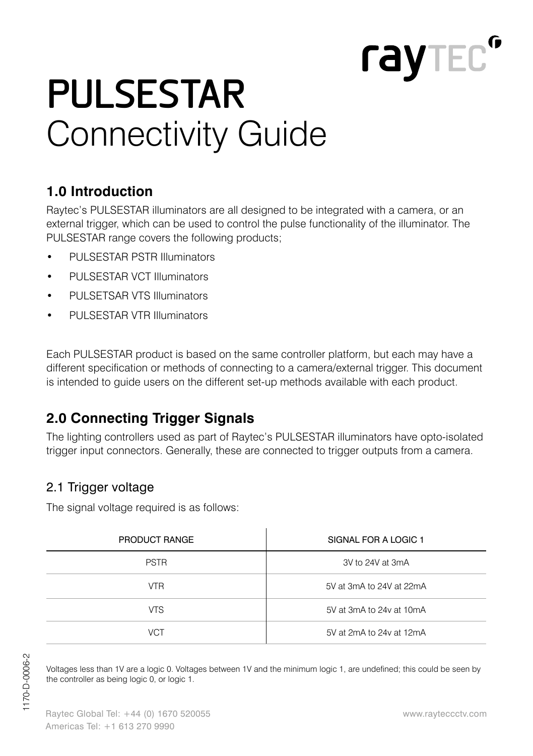# PULSESTAR Connectivity Guide

## 1.0 Introduction

Raytec's PULSESTAR illuminators are all designed to be integrated with a camera, or an external trigger, which can be used to control the pulse functionality of the illuminator. The PULSESTAR range covers the following products;

- PULSESTAR PSTR Illuminators
- PULSESTAR VCT Illuminators
- PULSETSAR VTS Illuminators
- PULSESTAR VTR Illuminators

Each PULSESTAR product is based on the same controller platform, but each may have a different specification or methods of connecting to a camera/external trigger. This document is intended to guide users on the different set-up methods available with each product.

## 2.0 Connecting Trigger Signals

The lighting controllers used as part of Raytec's PULSESTAR illuminators have opto-isolated trigger input connectors. Generally, these are connected to trigger outputs from a camera.

### 2.1 Trigger voltage

The signal voltage required is as follows:

| PRODUCT RANGE | SIGNAL FOR A LOGIC 1 |
|---|---|
| PSTR | 3V to 24V at 3mA |
| VTR | 5V at 3mA to 24V at 22mA |
| VTS | 5V at 3mA to 24v at 10mA |
| VCT | 5V at 2mA to 24v at 12mA |

Voltages less than 1V are a logic 0. Voltages between 1V and the minimum logic 1, are undefined; this could be seen by the controller as being logic 0, or logic 1.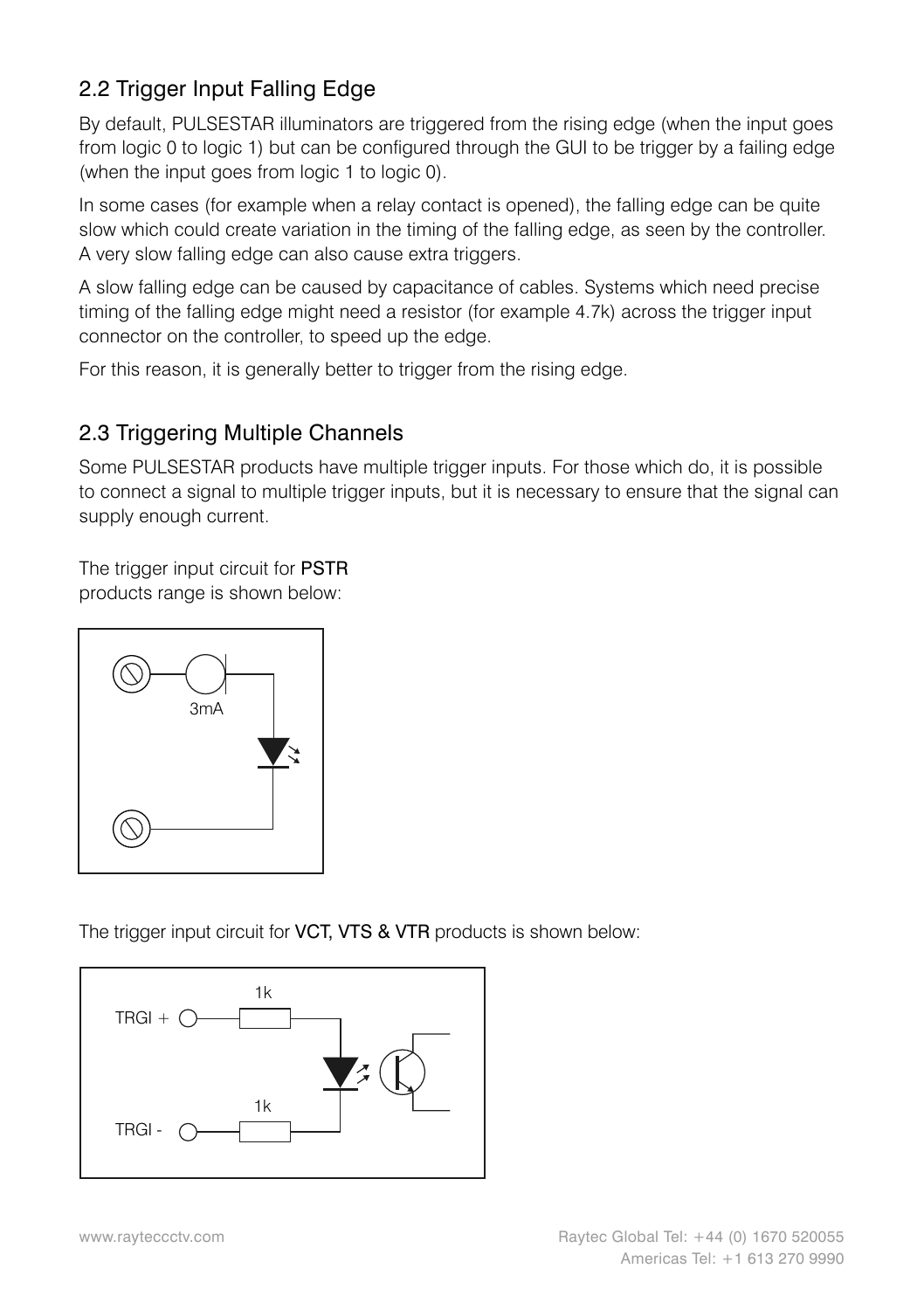## 2.2 Trigger Input Falling Edge

By default, PULSESTAR illuminators are triggered from the rising edge (when the input goes from logic 0 to logic 1) but can be configured through the GUI to be trigger by a failing edge (when the input goes from logic 1 to logic 0).

In some cases (for example when a relay contact is opened), the falling edge can be quite slow which could create variation in the timing of the falling edge, as seen by the controller. A very slow falling edge can also cause extra triggers.

A slow falling edge can be caused by capacitance of cables. Systems which need precise timing of the falling edge might need a resistor (for example 4.7k) across the trigger input connector on the controller, to speed up the edge.

For this reason, it is generally better to trigger from the rising edge.

## 2.3 Triggering Multiple Channels

Some PULSESTAR products have multiple trigger inputs. For those which do, it is possible to connect a signal to multiple trigger inputs, but it is necessary to ensure that the signal can supply enough current.

The trigger input circuit for **PSTR** products range is shown below:

3mA

The trigger input circuit for **VCT, VTS & VTR** products is shown below:

TRGI +  1k

TRGI -  1k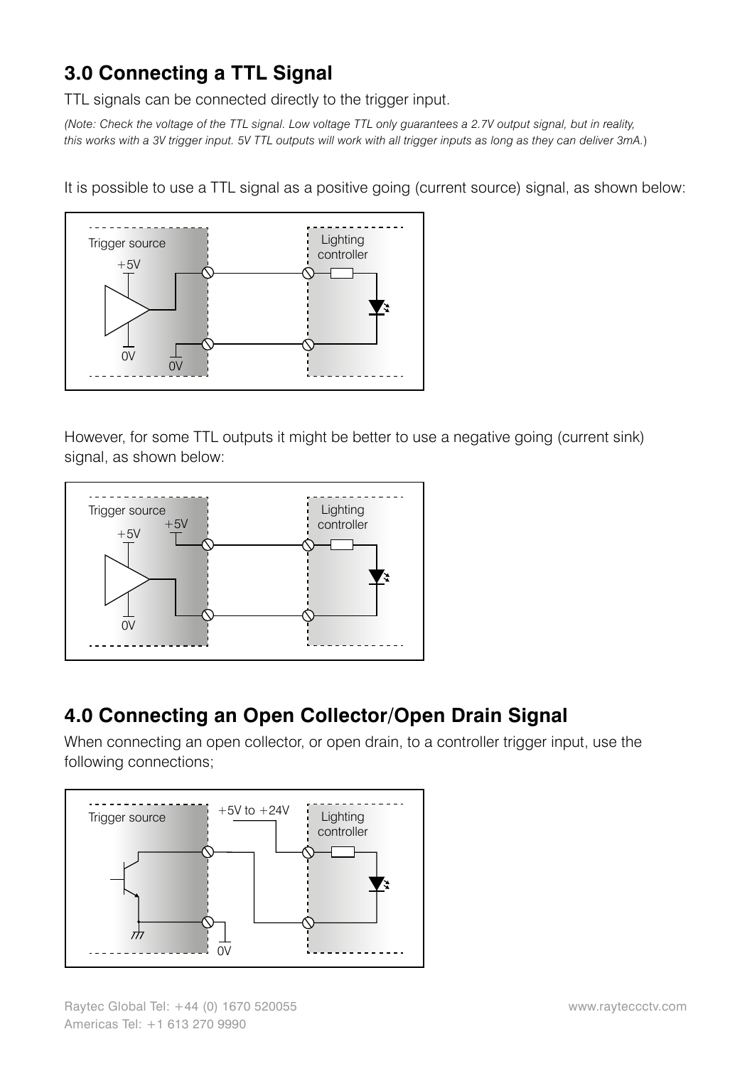## 3.0 Connecting a TTL Signal

TTL signals can be connected directly to the trigger input.

*(Note: Check the voltage of the TTL signal. Low voltage TTL only guarantees a 2.7V output signal, but in reality, this works with a 3V trigger input. 5V TTL outputs will work with all trigger inputs as long as they can deliver 3mA.)*

It is possible to use a TTL signal as a positive going (current source) signal, as shown below:

However, for some TTL outputs it might be better to use a negative going (current sink) signal, as shown below:

## 4.0 Connecting an Open Collector/Open Drain Signal

When connecting an open collector, or open drain, to a controller trigger input, use the following connections;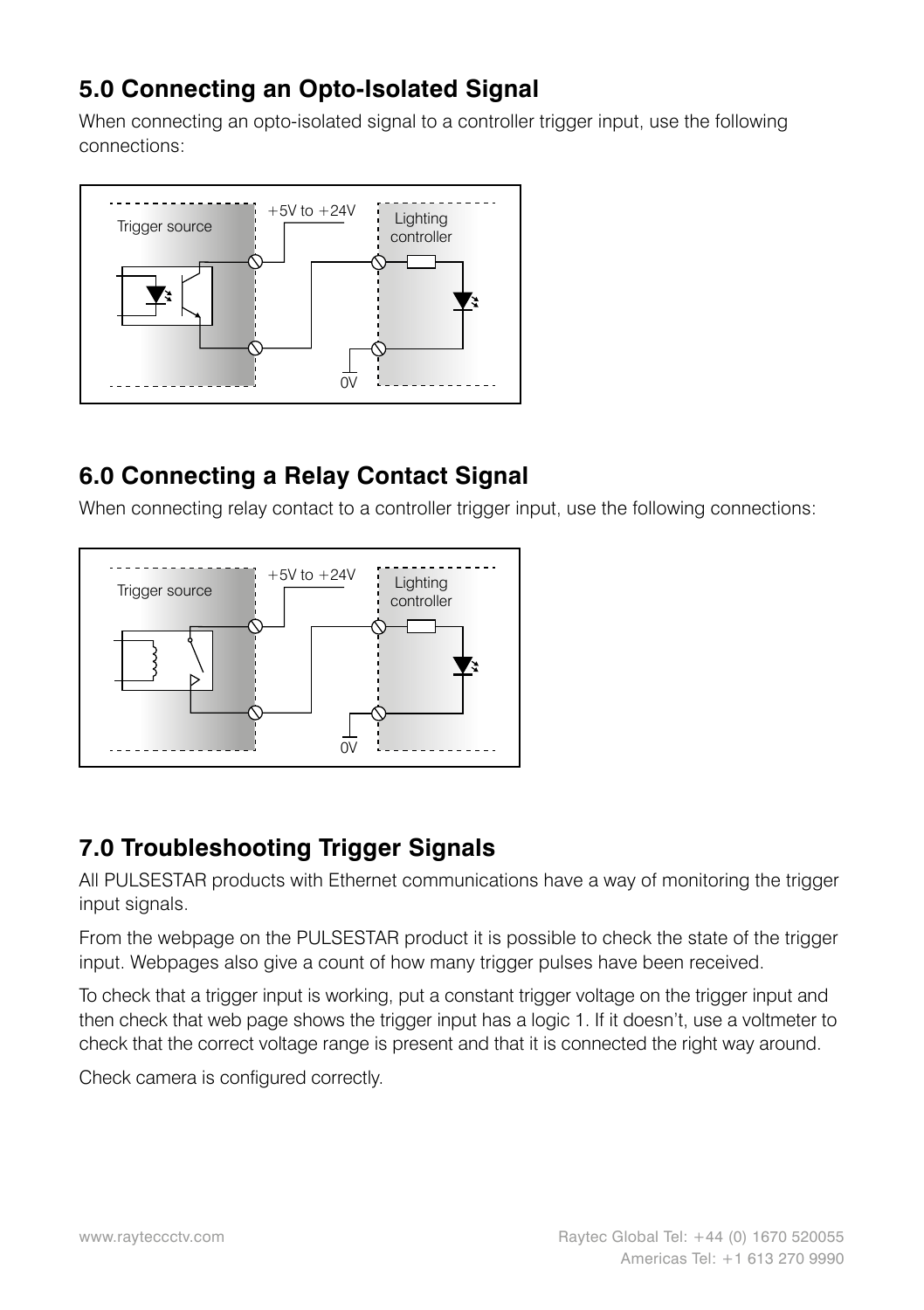## 5.0 Connecting an Opto-Isolated Signal

When connecting an opto-isolated signal to a controller trigger input, use the following connections:

Trigger source

+5V to +24V

Lighting controller

0V

## 6.0 Connecting a Relay Contact Signal

When connecting relay contact to a controller trigger input, use the following connections:

Trigger source

+5V to +24V

Lighting controller

0V

## 7.0 Troubleshooting Trigger Signals

All PULSESTAR products with Ethernet communications have a way of monitoring the trigger input signals.

From the webpage on the PULSESTAR product it is possible to check the state of the trigger input. Webpages also give a count of how many trigger pulses have been received.

To check that a trigger input is working, put a constant trigger voltage on the trigger input and then check that web page shows the trigger input has a logic 1. If it doesn't, use a voltmeter to check that the correct voltage range is present and that it is connected the right way around.

Check camera is configured correctly.